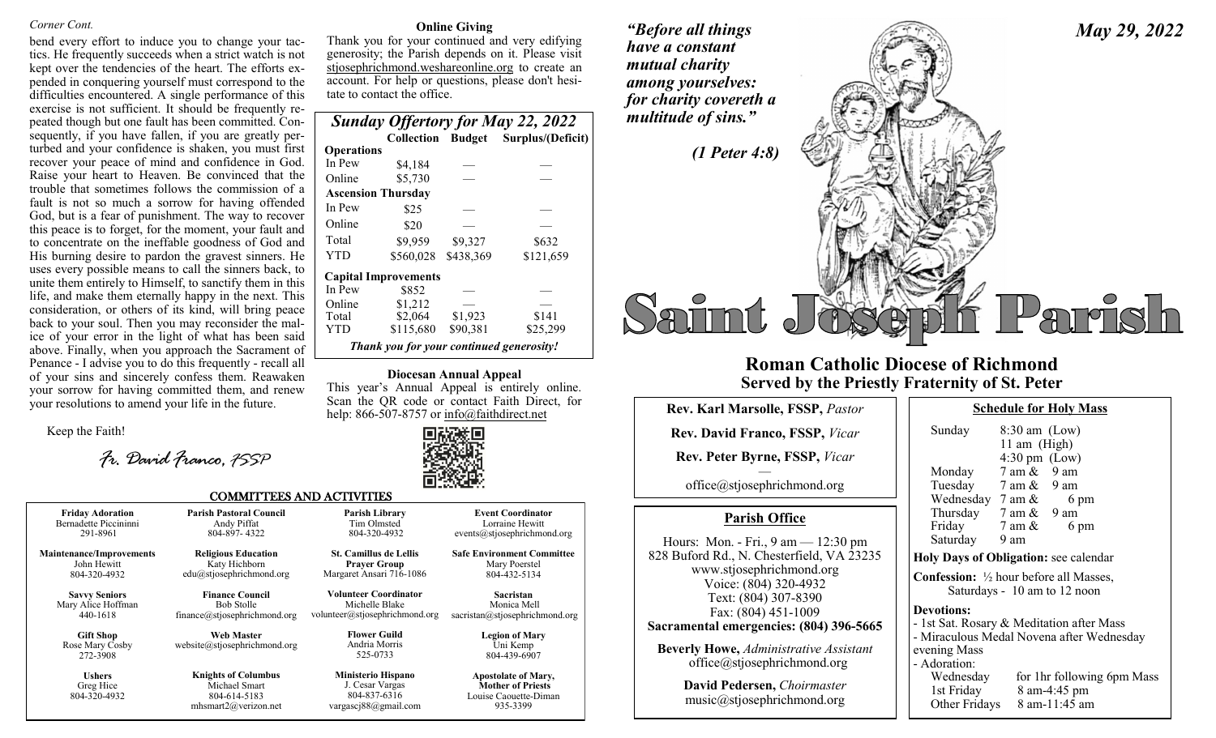*Corner Cont.*

bend every effort to induce you to change your tactics. He frequently succeeds when a strict watch is not kept over the tendencies of the heart. The efforts expended in conquering yourself must correspond to the difficulties encountered. A single performance of this exercise is not sufficient. It should be frequently repeated though but one fault has been committed. Consequently, if you have fallen, if you are greatly perturbed and your confidence is shaken, you must first recover your peace of mind and confidence in God. Raise your heart to Heaven. Be convinced that the trouble that sometimes follows the commission of a fault is not so much a sorrow for having offended God, but is a fear of punishment. The way to recover this peace is to forget, for the moment, your fault and to concentrate on the ineffable goodness of God and His burning desire to pardon the gravest sinners. He uses every possible means to call the sinners back, to unite them entirely to Himself, to sanctify them in this life, and make them eternally happy in the next. This consideration, or others of its kind, will bring peace back to your soul. Then you may reconsider the malice of your error in the light of what has been said above. Finally, when you approach the Sacrament of Penance - I advise you to do this frequently - recall all of your sins and sincerely confess them. Reawaken your sorrow for having committed them, and renew your resolutions to amend your life in the future.

Keep the Faith!

*Fr. David Franco, FSSP*

**Online Giving**

Thank you for your continued and very edifying generosity; the Parish depends on it. Please visit stjosephrichmond.weshareonline.org to create an account. For help or questions, please don't hesitate to contact the office.

***Sunday Offertory for May 22, 2022***

| | Collection | Budget | Surplus/(Deficit) |
|---|---|---|---|
| **Operations** | | | |
| In Pew | $4,184 | — | — |
| Online | $5,730 | — | — |
| **Ascension Thursday** | | | |
| In Pew | $25 | — | — |
| Online | $20 | — | — |
| Total | $9,959 | $9,327 | $632 |
| YTD | $560,028 | $438,369 | $121,659 |
| **Capital Improvements** | | | |
| In Pew | $852 | — | — |
| Online | $1,212 | — | — |
| Total | $2,064 | $1,923 | $141 |
| YTD | $115,680 | $90,381 | $25,299 |

***Thank you for your continued generosity!***

**Diocesan Annual Appeal**

This year's Annual Appeal is entirely online. Scan the QR code or contact Faith Direct, for help: 866-507-8757 or info@faithdirect.net

## COMMITTEES AND ACTIVITIES

| | | | |
|---|---|---|---|
| **Friday Adoration**<br>Bernadette Piccininni<br>291-8961 | **Parish Pastoral Council**<br>Andy Piffat<br>804-897- 4322 | **Parish Library**<br>Tim Olmsted<br>804-320-4932 | **Event Coordinator**<br>Lorraine Hewitt<br>events@stjosephrichmond.org |
| **Maintenance/Improvements**<br>John Hewitt<br>804-320-4932 | **Religious Education**<br>Katy Hichborn<br>edu@stjosephrichmond.org | **St. Camillus de Lellis Prayer Group**<br>Margaret Ansari 716-1086 | **Safe Environment Committee**<br>Mary Poerstel<br>804-432-5134 |
| **Savvy Seniors**<br>Mary Alice Hoffman<br>440-1618 | **Finance Council**<br>Bob Stolle<br>finance@stjosephrichmond.org | **Volunteer Coordinator**<br>Michelle Blake<br>volunteer@stjosephrichmond.org | **Sacristan**<br>Monica Mell<br>sacristan@stjosephrichmond.org |
| **Gift Shop**<br>Rose Mary Cosby<br>272-3908 | **Web Master**<br>website@stjosephrichmond.org | **Flower Guild**<br>Andria Morris<br>525-0733 | **Legion of Mary**<br>Uni Kemp<br>804-439-6907 |
| **Ushers**<br>Greg Hice<br>804-320-4932 | **Knights of Columbus**<br>Michael Smart<br>804-614-5183<br>mhsmart2@verizon.net | **Ministerio Hispano**<br>J. Cesar Vargas<br>804-837-6316<br>vargascj88@gmail.com | **Apostolate of Mary, Mother of Priests**<br>Louise Caouette-Diman<br>935-3399 |

***"Before all things have a constant mutual charity among yourselves: for charity covereth a multitude of sins."***

***(1 Peter 4:8)***

***May 29, 2022***

# Saint Joseph Parish

## Roman Catholic Diocese of Richmond
### Served by the Priestly Fraternity of St. Peter

**Rev. Karl Marsolle, FSSP,** *Pastor*

**Rev. David Franco, FSSP,** *Vicar*

**Rev. Peter Byrne, FSSP,** *Vicar*

—

office@stjosephrichmond.org

### Parish Office

Hours: Mon. - Fri., 9 am — 12:30 pm
828 Buford Rd., N. Chesterfield, VA 23235
www.stjosephrichmond.org
Voice: (804) 320-4932
Text: (804) 307-8390
Fax: (804) 451-1009
**Sacramental emergencies: (804) 396-5665**

**Beverly Howe,** *Administrative Assistant*
office@stjosephrichmond.org

**David Pedersen,** *Choirmaster*
music@stjosephrichmond.org

### Schedule for Holy Mass

| | |
|---|---|
| Sunday | 8:30 am (Low)<br>11 am (High)<br>4:30 pm (Low) |
| Monday | 7 am & 9 am |
| Tuesday | 7 am & 9 am |
| Wednesday | 7 am & 6 pm |
| Thursday | 7 am & 9 am |
| Friday | 7 am & 6 pm |
| Saturday | 9 am |

**Holy Days of Obligation:** see calendar

**Confession:** ½ hour before all Masses, Saturdays - 10 am to 12 noon

**Devotions:**
- 1st Sat. Rosary & Meditation after Mass
- Miraculous Medal Novena after Wednesday evening Mass
- Adoration:
  - Wednesday — for 1hr following 6pm Mass
  - 1st Friday — 8 am-4:45 pm
  - Other Fridays — 8 am-11:45 am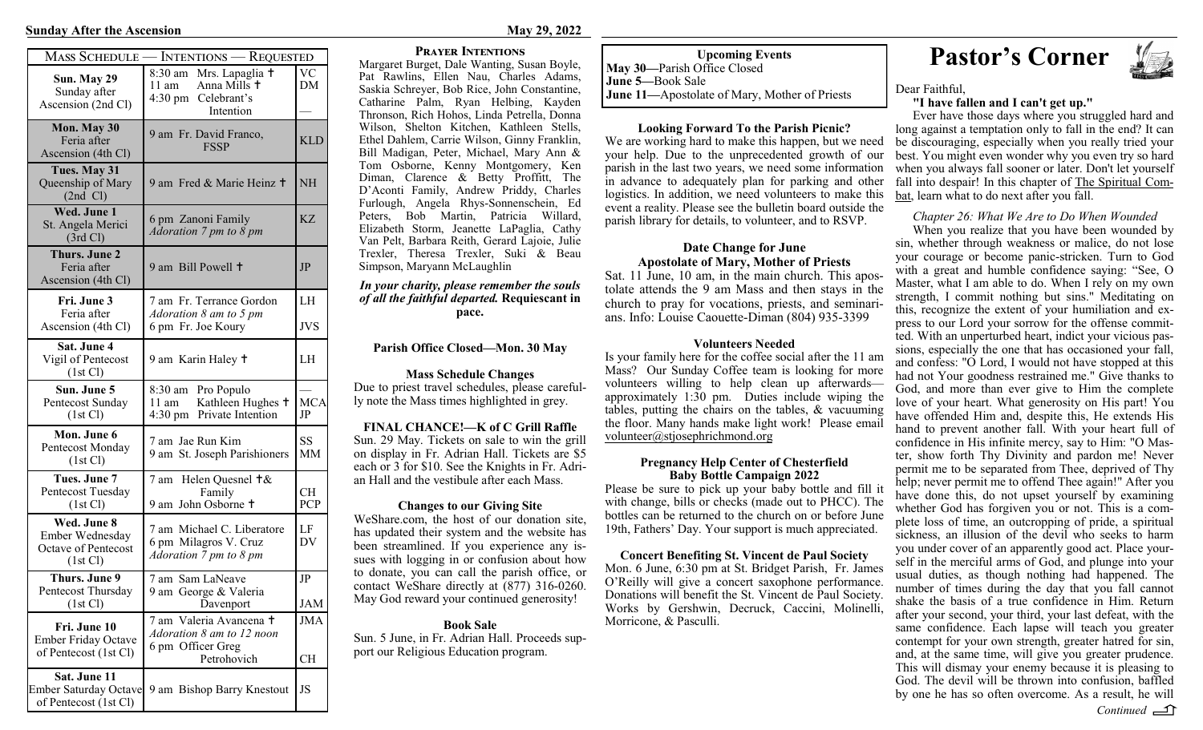## Mass Schedule — Intentions — Requested

| | | |
|---|---|---|
| **Sun. May 29** Sunday after Ascension (2nd Cl) | 8:30 am Mrs. Lapaglia ✝<br>11 am Anna Mills ✝<br>4:30 pm Celebrant's Intention | VC<br>DM<br>— |
| **Mon. May 30** Feria after Ascension (4th Cl) | 9 am Fr. David Franco, FSSP | KLD |
| **Tues. May 31** Queenship of Mary (2nd Cl) | 9 am Fred & Marie Heinz ✝ | NH |
| **Wed. June 1** St. Angela Merici (3rd Cl) | 6 pm Zanoni Family<br>*Adoration 7 pm to 8 pm* | KZ |
| **Thurs. June 2** Feria after Ascension (4th Cl) | 9 am Bill Powell ✝ | JP |
| **Fri. June 3** Feria after Ascension (4th Cl) | 7 am Fr. Terrance Gordon<br>*Adoration 8 am to 5 pm*<br>6 pm Fr. Joe Koury | LH<br><br>JVS |
| **Sat. June 4** Vigil of Pentecost (1st Cl) | 9 am Karin Haley ✝ | LH |
| **Sun. June 5** Pentecost Sunday (1st Cl) | 8:30 am Pro Populo<br>11 am Kathleen Hughes ✝<br>4:30 pm Private Intention | —<br>MCA<br>JP |
| **Mon. June 6** Pentecost Monday (1st Cl) | 7 am Jae Run Kim<br>9 am St. Joseph Parishioners | SS<br>MM |
| **Tues. June 7** Pentecost Tuesday (1st Cl) | 7 am Helen Quesnel ✝& Family<br>9 am John Osborne ✝ | CH<br>PCP |
| **Wed. June 8** Ember Wednesday Octave of Pentecost (1st Cl) | 7 am Michael C. Liberatore<br>6 pm Milagros V. Cruz<br>*Adoration 7 pm to 8 pm* | LF<br>DV |
| **Thurs. June 9** Pentecost Thursday (1st Cl) | 7 am Sam LaNeave<br>9 am George & Valeria Davenport | JP<br>JAM |
| **Fri. June 10** Ember Friday Octave of Pentecost (1st Cl) | 7 am Valeria Avancena ✝<br>*Adoration 8 am to 12 noon*<br>6 pm Officer Greg Petrohovich | JMA<br><br>CH |
| **Sat. June 11** Ember Saturday Octave of Pentecost (1st Cl) | 9 am Bishop Barry Knestout | JS |

## Prayer Intentions

Margaret Burget, Dale Wanting, Susan Boyle, Pat Rawlins, Ellen Nau, Charles Adams, Saskia Schreyer, Bob Rice, John Constantine, Catharine Palm, Ryan Helbing, Kayden Thronson, Rich Hohos, Linda Petrella, Donna Wilson, Shelton Kitchen, Kathleen Stells, Ethel Dahlem, Carrie Wilson, Ginny Franklin, Bill Madigan, Peter, Michael, Mary Ann & Tom Osborne, Kenny Montgomery, Ken Diman, Clarence & Betty Proffitt, The D'Aconti Family, Andrew Priddy, Charles Furlough, Angela Rhys-Sonnenschein, Ed Peters, Bob Martin, Patricia Willard, Elizabeth Storm, Jeanette LaPaglia, Cathy Van Pelt, Barbara Reith, Gerard Lajoie, Julie Trexler, Theresa Trexler, Suki & Beau Simpson, Maryann McLaughlin

***In your charity, please remember the souls of all the faithful departed.* Requiescant in pace.**

### Parish Office Closed—Mon. 30 May

### Mass Schedule Changes

Due to priest travel schedules, please carefully note the Mass times highlighted in grey.

### FINAL CHANCE!—K of C Grill Raffle

Sun. 29 May. Tickets on sale to win the grill on display in Fr. Adrian Hall. Tickets are $5 each or 3 for $10. See the Knights in Fr. Adrian Hall and the vestibule after each Mass.

### Changes to our Giving Site

WeShare.com, the host of our donation site, has updated their system and the website has been streamlined. If you experience any issues with logging in or confusion about how to donate, you can call the parish office, or contact WeShare directly at (877) 316-0260. May God reward your continued generosity!

### Book Sale

Sun. 5 June, in Fr. Adrian Hall. Proceeds support our Religious Education program.

### Upcoming Events

**May 30**—Parish Office Closed
**June 5**—Book Sale
**June 11**—Apostolate of Mary, Mother of Priests

### Looking Forward To the Parish Picnic?

We are working hard to make this happen, but we need your help. Due to the unprecedented growth of our parish in the last two years, we need some information in advance to adequately plan for parking and other logistics. In addition, we need volunteers to make this event a reality. Please see the bulletin board outside the parish library for details, to volunteer, and to RSVP.

### Date Change for June Apostolate of Mary, Mother of Priests

Sat. 11 June, 10 am, in the main church. This apostolate attends the 9 am Mass and then stays in the church to pray for vocations, priests, and seminarians. Info: Louise Caouette-Diman (804) 935-3399

### Volunteers Needed

Is your family here for the coffee social after the 11 am Mass? Our Sunday Coffee team is looking for more volunteers willing to help clean up afterwards—approximately 1:30 pm. Duties include wiping the tables, putting the chairs on the tables, & vacuuming the floor. Many hands make light work! Please email volunteer@stjosephrichmond.org

### Pregnancy Help Center of Chesterfield Baby Bottle Campaign 2022

Please be sure to pick up your baby bottle and fill it with change, bills or checks (made out to PHCC). The bottles can be returned to the church on or before June 19th, Fathers' Day. Your support is much appreciated.

### Concert Benefiting St. Vincent de Paul Society

Mon. 6 June, 6:30 pm at St. Bridget Parish, Fr. James O'Reilly will give a concert saxophone performance. Donations will benefit the St. Vincent de Paul Society. Works by Gershwin, Decruck, Caccini, Molinelli, Morricone, & Pasculli.

# Pastor's Corner

Dear Faithful,

**"I have fallen and I can't get up."**

Ever have those days where you struggled hard and long against a temptation only to fall in the end? It can be discouraging, especially when you really tried your best. You might even wonder why you even try so hard when you always fall sooner or later. Don't let yourself fall into despair! In this chapter of The Spiritual Combat, learn what to do next after you fall.

*Chapter 26: What We Are to Do When Wounded*

When you realize that you have been wounded by sin, whether through weakness or malice, do not lose your courage or become panic-stricken. Turn to God with a great and humble confidence saying: "See, O Master, what I am able to do. When I rely on my own strength, I commit nothing but sins." Meditating on this, recognize the extent of your humiliation and express to our Lord your sorrow for the offense committed. With an unperturbed heart, indict your vicious passions, especially the one that has occasioned your fall, and confess: "O Lord, I would not have stopped at this had not Your goodness restrained me." Give thanks to God, and more than ever give to Him the complete love of your heart. What generosity on His part! You have offended Him and, despite this, He extends His hand to prevent another fall. With your heart full of confidence in His infinite mercy, say to Him: "O Master, show forth Thy Divinity and pardon me! Never permit me to be separated from Thee, deprived of Thy help; never permit me to offend Thee again!" After you have done this, do not upset yourself by examining whether God has forgiven you or not. This is a complete loss of time, an outcropping of pride, a spiritual sickness, an illusion of the devil who seeks to harm you under cover of an apparently good act. Place yourself in the merciful arms of God, and plunge into your usual duties, as though nothing had happened. The number of times during the day that you fall cannot shake the basis of a true confidence in Him. Return after your second, your third, your last defeat, with the same confidence. Each lapse will teach you greater contempt for your own strength, greater hatred for sin, and, at the same time, will give you greater prudence. This will dismay your enemy because it is pleasing to God. The devil will be thrown into confusion, baffled by one he has so often overcome. As a result, he will

*Continued*